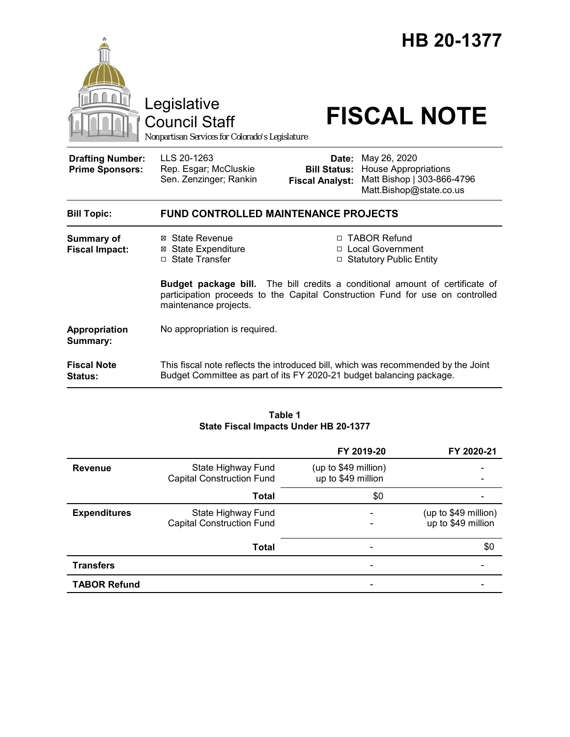# HB 20-1377

Legislative Council Staff

*Nonpartisan Services for Colorado's Legislature*

# FISCAL NOTE

| | | | |
|---|---|---|---|
| **Drafting Number:** | LLS 20-1263 | **Date:** | May 26, 2020 |
| **Prime Sponsors:** | Rep. Esgar; McCluskie<br>Sen. Zenzinger; Rankin | **Bill Status:** | House Appropriations |
| | | **Fiscal Analyst:** | Matt Bishop \| 303-866-4796<br>Matt.Bishop@state.co.us |

| | |
|---|---|
| **Bill Topic:** | **FUND CONTROLLED MAINTENANCE PROJECTS** |
| **Summary of Fiscal Impact:** | ☒ State Revenue<br>☒ State Expenditure<br>☐ State Transfer<br>☐ TABOR Refund<br>☐ Local Government<br>☐ Statutory Public Entity<br><br>**Budget package bill.** The bill credits a conditional amount of certificate of participation proceeds to the Capital Construction Fund for use on controlled maintenance projects. |
| **Appropriation Summary:** | No appropriation is required. |
| **Fiscal Note Status:** | This fiscal note reflects the introduced bill, which was recommended by the Joint Budget Committee as part of its FY 2020-21 budget balancing package. |

**Table 1**
**State Fiscal Impacts Under HB 20-1377**

| | | FY 2019-20 | FY 2020-21 |
|---|---|---|---|
| **Revenue** | State Highway Fund | (up to $49 million) | - |
| | Capital Construction Fund | up to $49 million | - |
| | **Total** | $0 | - |
| **Expenditures** | State Highway Fund | - | (up to $49 million) |
| | Capital Construction Fund | - | up to $49 million |
| | **Total** | - | $0 |
| **Transfers** | | - | - |
| **TABOR Refund** | | - | - |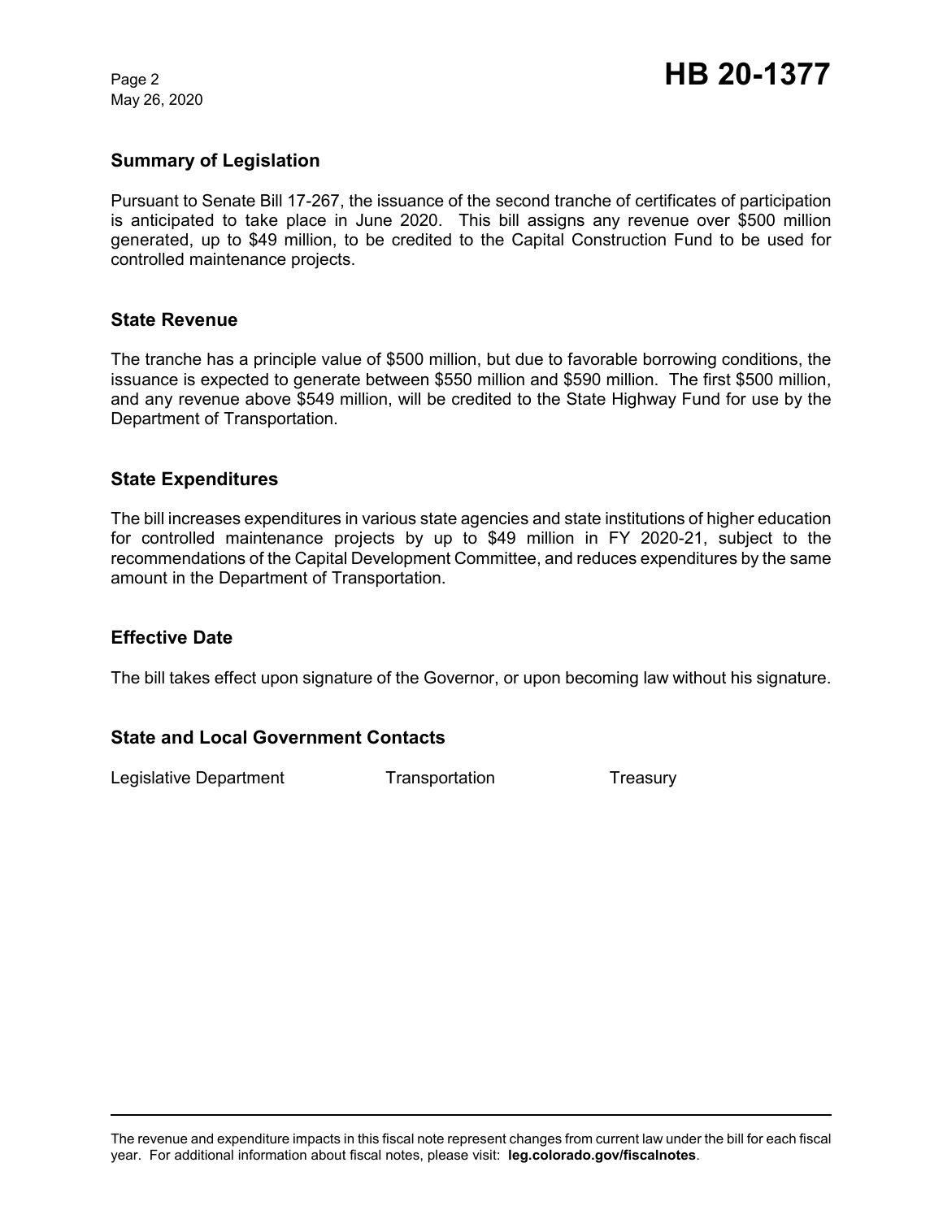## Summary of Legislation

Pursuant to Senate Bill 17-267, the issuance of the second tranche of certificates of participation is anticipated to take place in June 2020. This bill assigns any revenue over $500 million generated, up to $49 million, to be credited to the Capital Construction Fund to be used for controlled maintenance projects.

## State Revenue

The tranche has a principle value of $500 million, but due to favorable borrowing conditions, the issuance is expected to generate between $550 million and $590 million. The first $500 million, and any revenue above $549 million, will be credited to the State Highway Fund for use by the Department of Transportation.

## State Expenditures

The bill increases expenditures in various state agencies and state institutions of higher education for controlled maintenance projects by up to $49 million in FY 2020-21, subject to the recommendations of the Capital Development Committee, and reduces expenditures by the same amount in the Department of Transportation.

## Effective Date

The bill takes effect upon signature of the Governor, or upon becoming law without his signature.

## State and Local Government Contacts

| | | |
|---|---|---|
| Legislative Department | Transportation | Treasury |

The revenue and expenditure impacts in this fiscal note represent changes from current law under the bill for each fiscal year. For additional information about fiscal notes, please visit: **leg.colorado.gov/fiscalnotes**.